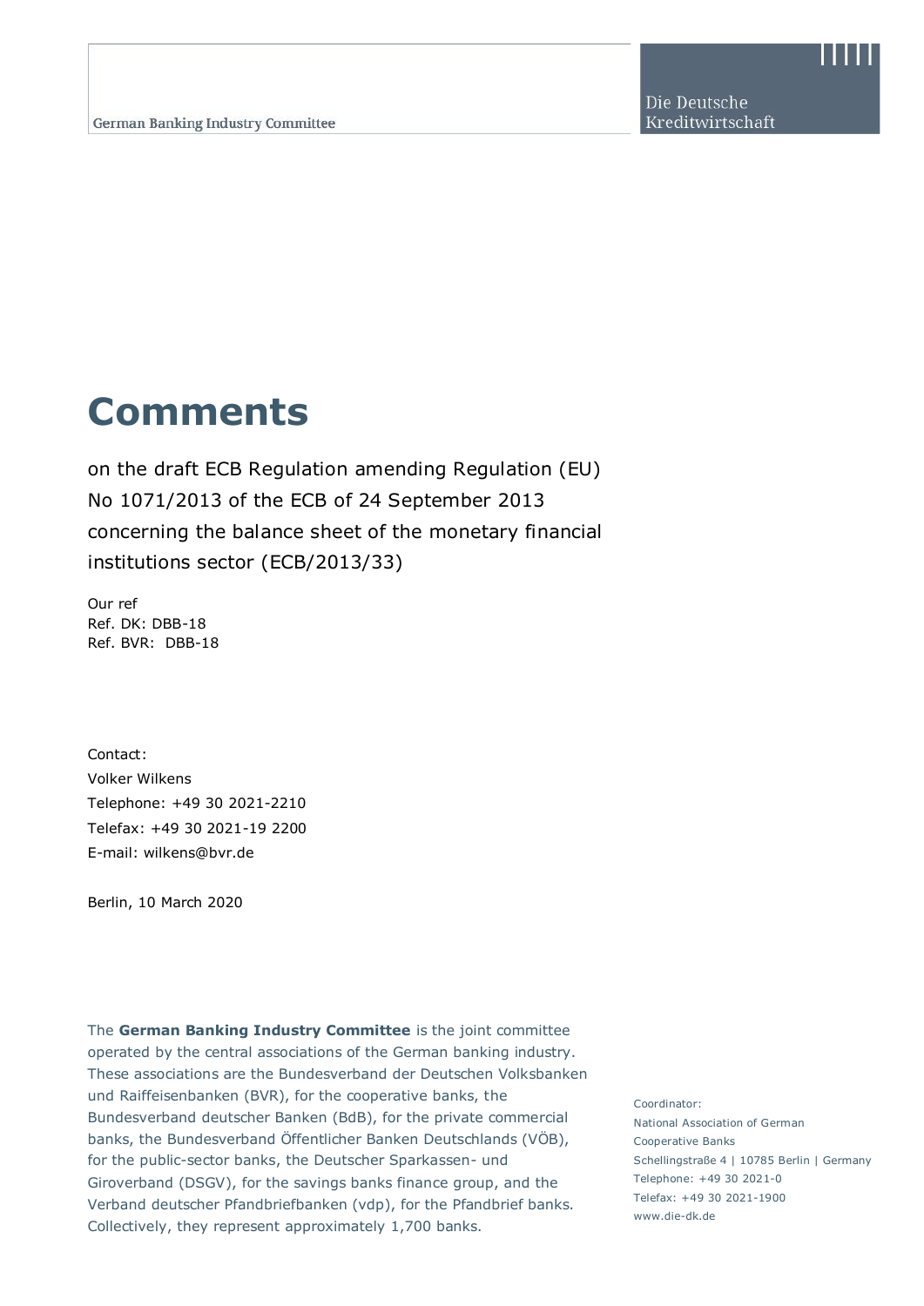German Banking Industry Committee

Die Deutsche Kreditwirtschaft

# Comments

on the draft ECB Regulation amending Regulation (EU) No 1071/2013 of the ECB of 24 September 2013 concerning the balance sheet of the monetary financial institutions sector (ECB/2013/33)

Our ref
Ref. DK: DBB-18
Ref. BVR: DBB-18

Contact:
Volker Wilkens
Telephone: +49 30 2021-2210
Telefax: +49 30 2021-19 2200
E-mail: wilkens@bvr.de

Berlin, 10 March 2020

The **German Banking Industry Committee** is the joint committee operated by the central associations of the German banking industry. These associations are the Bundesverband der Deutschen Volksbanken und Raiffeisenbanken (BVR), for the cooperative banks, the Bundesverband deutscher Banken (BdB), for the private commercial banks, the Bundesverband Öffentlicher Banken Deutschlands (VÖB), for the public-sector banks, the Deutscher Sparkassen- und Giroverband (DSGV), for the savings banks finance group, and the Verband deutscher Pfandbriefbanken (vdp), for the Pfandbrief banks. Collectively, they represent approximately 1,700 banks.

Coordinator:
National Association of German Cooperative Banks
Schellingstraße 4 | 10785 Berlin | Germany
Telephone: +49 30 2021-0
Telefax: +49 30 2021-1900
www.die-dk.de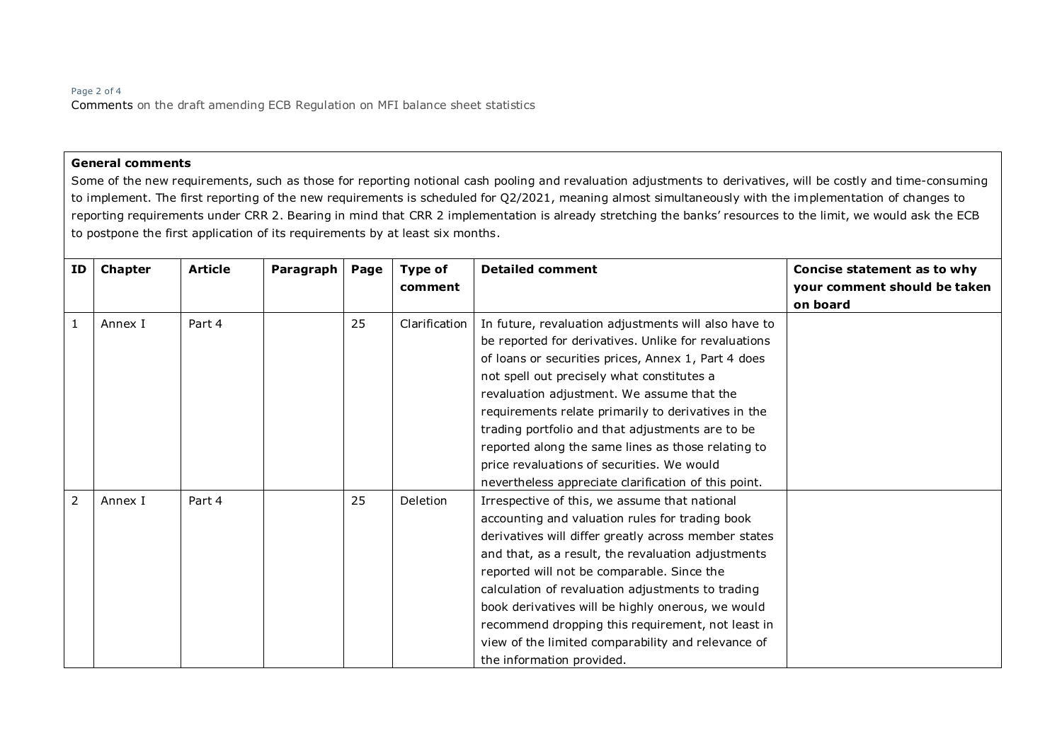**General comments**

Some of the new requirements, such as those for reporting notional cash pooling and revaluation adjustments to derivatives, will be costly and time-consuming to implement. The first reporting of the new requirements is scheduled for Q2/2021, meaning almost simultaneously with the implementation of changes to reporting requirements under CRR 2. Bearing in mind that CRR 2 implementation is already stretching the banks' resources to the limit, we would ask the ECB to postpone the first application of its requirements by at least six months.

| ID | Chapter | Article | Paragraph | Page | Type of comment | Detailed comment | Concise statement as to why your comment should be taken on board |
|---|---|---|---|---|---|---|---|
| 1 | Annex I | Part 4 | | 25 | Clarification | In future, revaluation adjustments will also have to be reported for derivatives. Unlike for revaluations of loans or securities prices, Annex 1, Part 4 does not spell out precisely what constitutes a revaluation adjustment. We assume that the requirements relate primarily to derivatives in the trading portfolio and that adjustments are to be reported along the same lines as those relating to price revaluations of securities. We would nevertheless appreciate clarification of this point. | |
| 2 | Annex I | Part 4 | | 25 | Deletion | Irrespective of this, we assume that national accounting and valuation rules for trading book derivatives will differ greatly across member states and that, as a result, the revaluation adjustments reported will not be comparable. Since the calculation of revaluation adjustments to trading book derivatives will be highly onerous, we would recommend dropping this requirement, not least in view of the limited comparability and relevance of the information provided. | |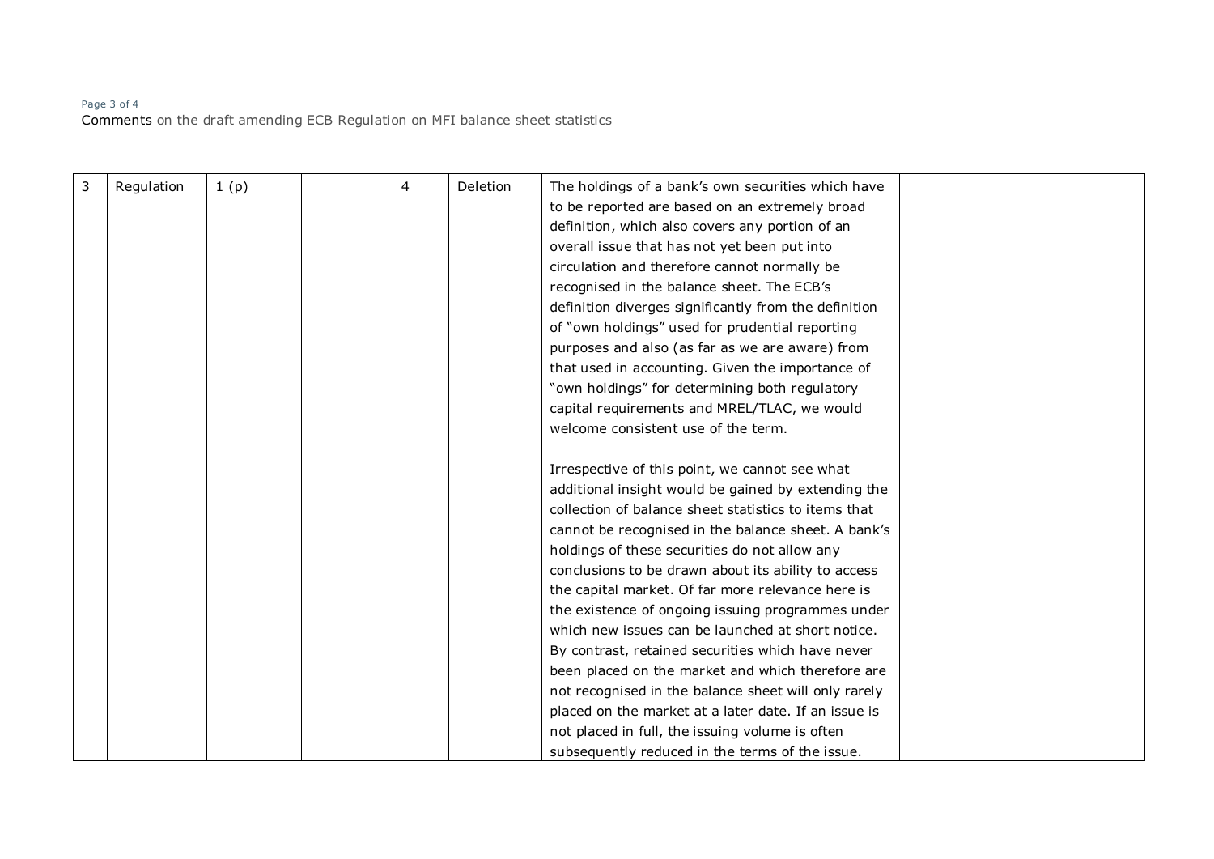| 3 | Regulation | 1 (p) | | 4 | Deletion | The holdings of a bank's own securities which have to be reported are based on an extremely broad definition, which also covers any portion of an overall issue that has not yet been put into circulation and therefore cannot normally be recognised in the balance sheet. The ECB's definition diverges significantly from the definition of "own holdings" used for prudential reporting purposes and also (as far as we are aware) from that used in accounting. Given the importance of "own holdings" for determining both regulatory capital requirements and MREL/TLAC, we would welcome consistent use of the term.<br><br>Irrespective of this point, we cannot see what additional insight would be gained by extending the collection of balance sheet statistics to items that cannot be recognised in the balance sheet. A bank's holdings of these securities do not allow any conclusions to be drawn about its ability to access the capital market. Of far more relevance here is the existence of ongoing issuing programmes under which new issues can be launched at short notice. By contrast, retained securities which have never been placed on the market and which therefore are not recognised in the balance sheet will only rarely placed on the market at a later date. If an issue is not placed in full, the issuing volume is often subsequently reduced in the terms of the issue. | |
|---|---|---|---|---|---|---|---|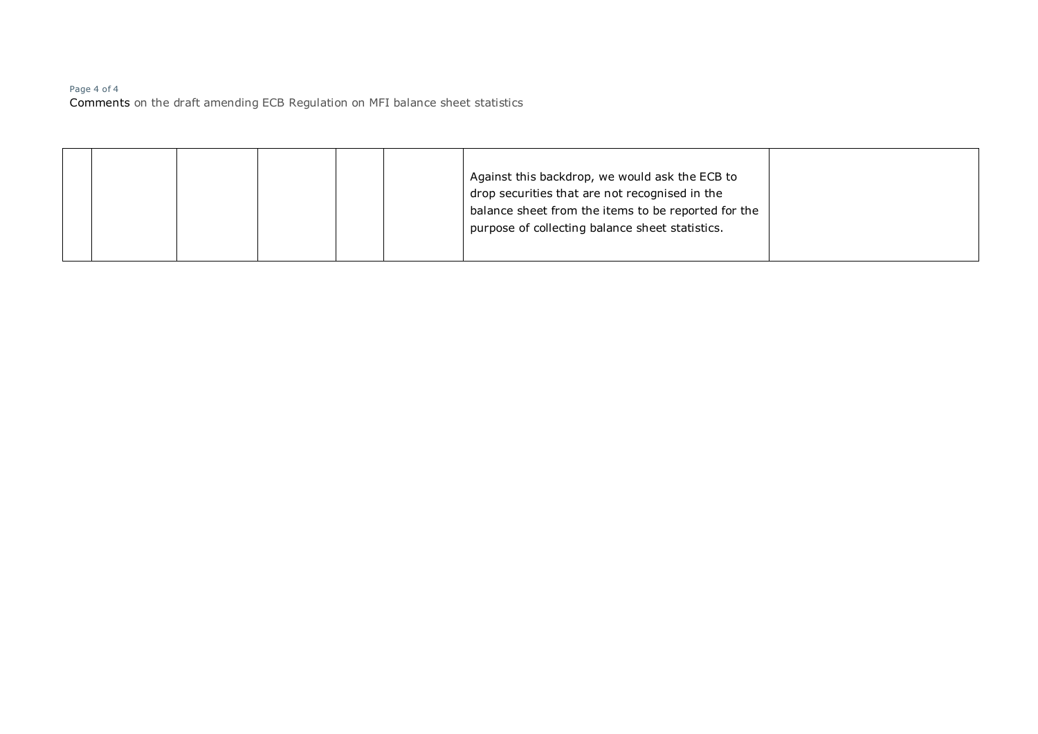| | | | | | | | |
|---|---|---|---|---|---|---|---|
| | | | | | | Against this backdrop, we would ask the ECB to drop securities that are not recognised in the balance sheet from the items to be reported for the purpose of collecting balance sheet statistics. | |